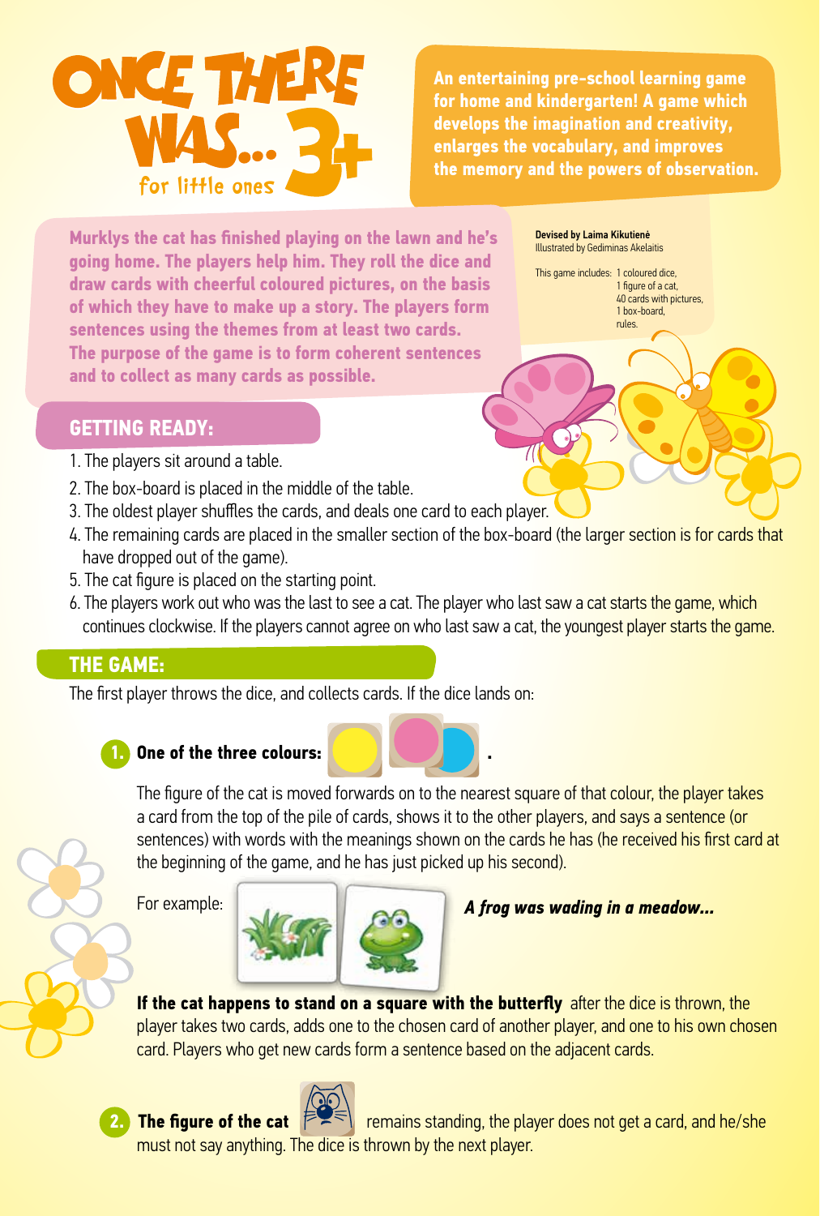# ONCE THERE WAS... 3+

for little ones

**An entertaining pre-school learning game for home and kindergarten! A game which develops the imagination and creativity, enlarges the vocabulary, and improves the memory and the powers of observation.**

**Murklys the cat has finished playing on the lawn and he's going home. The players help him. They roll the dice and draw cards with cheerful coloured pictures, on the basis of which they have to make up a story. The players form sentences using the themes from at least two cards. The purpose of the game is to form coherent sentences and to collect as many cards as possible.**

**Devised by Laima Kikutienė**
Illustrated by Gediminas Akelaitis

This game includes: 1 coloured dice, 1 figure of a cat, 40 cards with pictures, 1 box-board, rules.

## GETTING READY:

1. The players sit around a table.
2. The box-board is placed in the middle of the table.
3. The oldest player shuffles the cards, and deals one card to each player.
4. The remaining cards are placed in the smaller section of the box-board (the larger section is for cards that have dropped out of the game).
5. The cat figure is placed on the starting point.
6. The players work out who was the last to see a cat. The player who last saw a cat starts the game, which continues clockwise. If the players cannot agree on who last saw a cat, the youngest player starts the game.

## THE GAME:

The first player throws the dice, and collects cards. If the dice lands on:

**1. One of the three colours:** .

The figure of the cat is moved forwards on to the nearest square of that colour, the player takes a card from the top of the pile of cards, shows it to the other players, and says a sentence (or sentences) with words with the meanings shown on the cards he has (he received his first card at the beginning of the game, and he has just picked up his second).

For example: ***A frog was wading in a meadow...***

**If the cat happens to stand on a square with the butterfly** after the dice is thrown, the player takes two cards, adds one to the chosen card of another player, and one to his own chosen card. Players who get new cards form a sentence based on the adjacent cards.

**2. The figure of the cat** remains standing, the player does not get a card, and he/she must not say anything. The dice is thrown by the next player.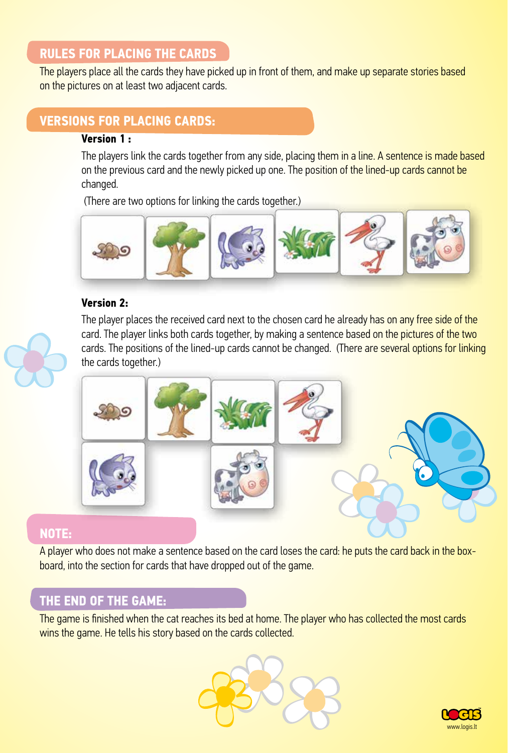## RULES FOR PLACING THE CARDS

The players place all the cards they have picked up in front of them, and make up separate stories based on the pictures on at least two adjacent cards.

## VERSIONS FOR PLACING CARDS:

**Version 1 :**

The players link the cards together from any side, placing them in a line. A sentence is made based on the previous card and the newly picked up one. The position of the lined-up cards cannot be changed.

(There are two options for linking the cards together.)

**Version 2:**

The player places the received card next to the chosen card he already has on any free side of the card. The player links both cards together, by making a sentence based on the pictures of the two cards. The positions of the lined-up cards cannot be changed. (There are several options for linking the cards together.)

## NOTE:

A player who does not make a sentence based on the card loses the card: he puts the card back in the box-board, into the section for cards that have dropped out of the game.

## THE END OF THE GAME:

The game is finished when the cat reaches its bed at home. The player who has collected the most cards wins the game. He tells his story based on the cards collected.

LOGIS
www.logis.lt